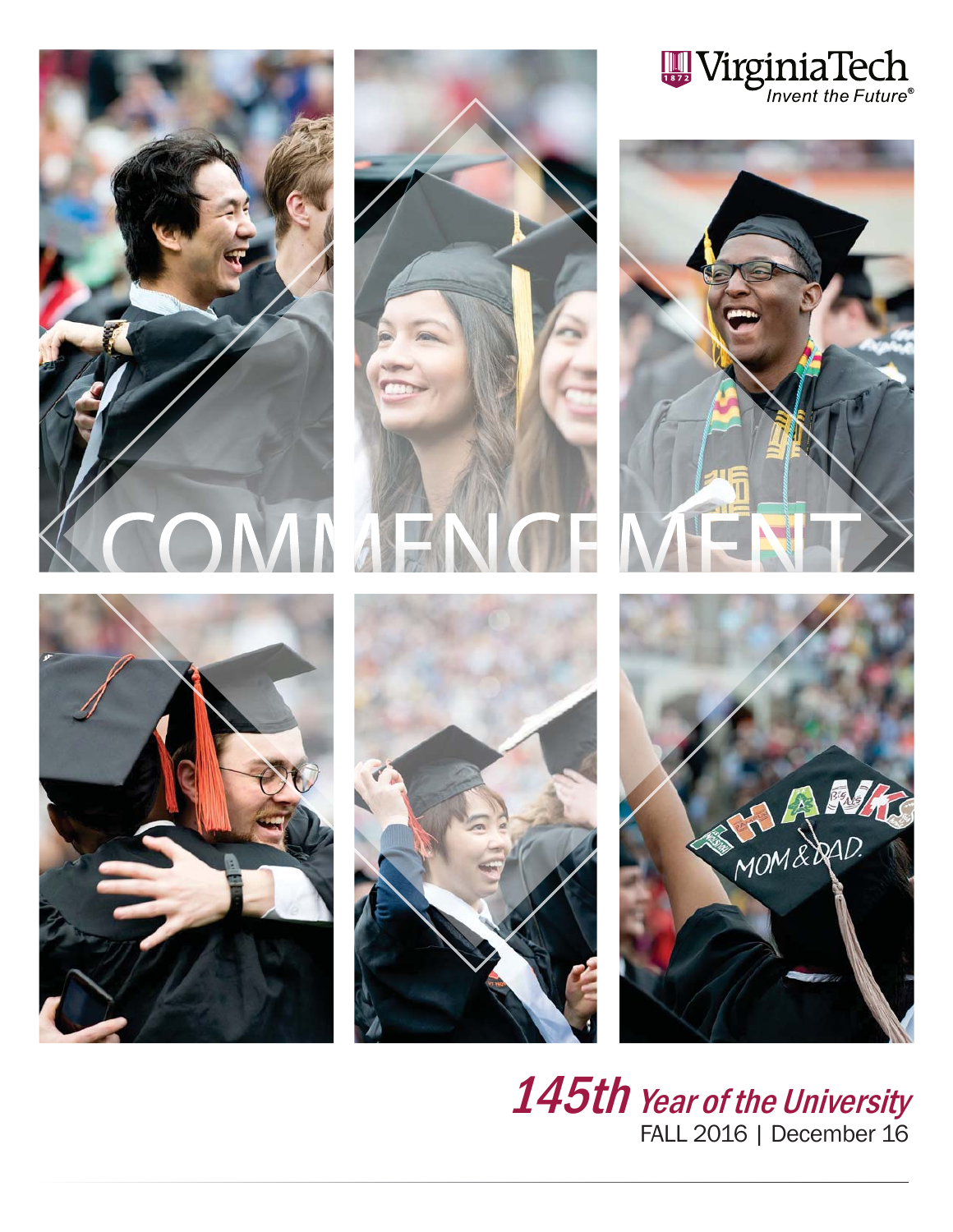Virginia Tech

*Invent the Future®*

# COMMENCEMENT

*145th Year of the University*

FALL 2016 | December 16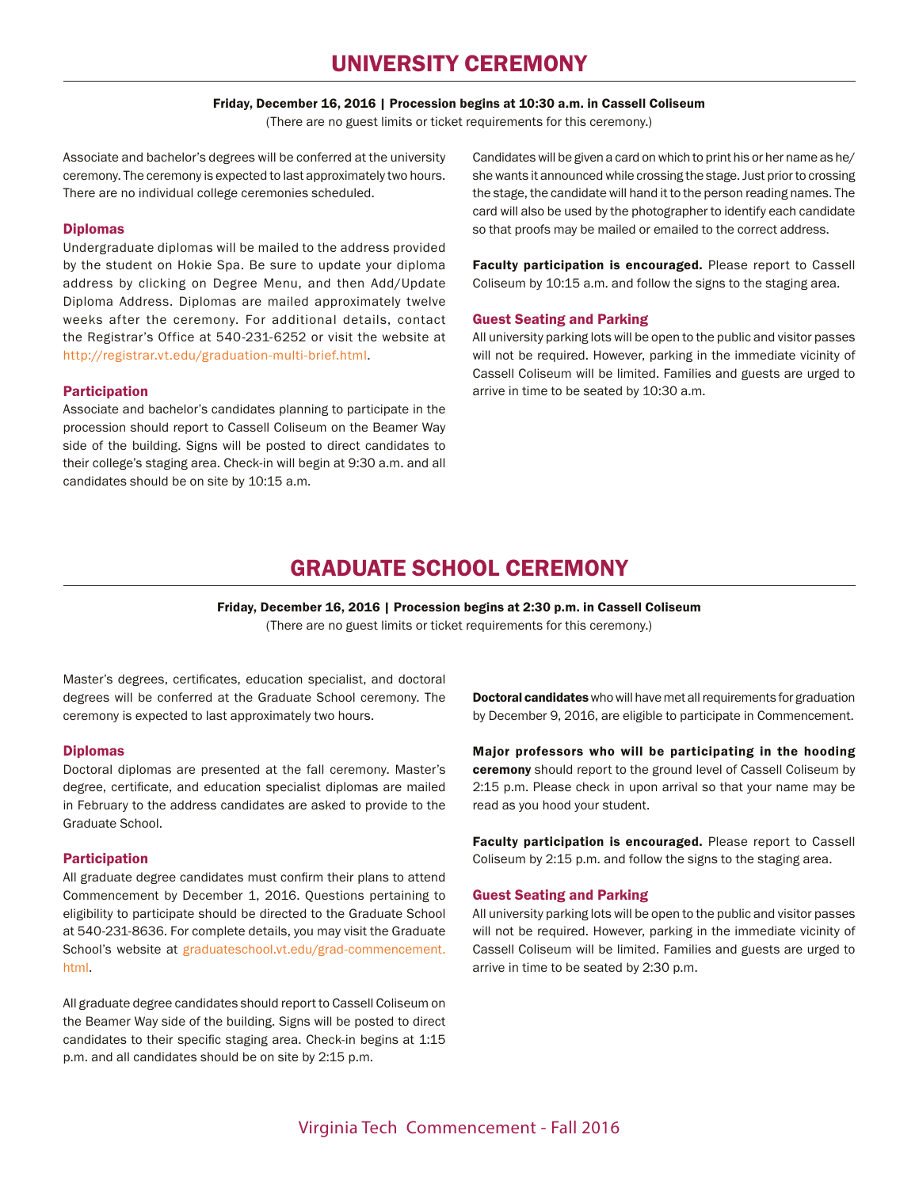# UNIVERSITY CEREMONY

**Friday, December 16, 2016 | Procession begins at 10:30 a.m. in Cassell Coliseum**

(There are no guest limits or ticket requirements for this ceremony.)

Associate and bachelor's degrees will be conferred at the university ceremony. The ceremony is expected to last approximately two hours. There are no individual college ceremonies scheduled.

### Diplomas

Undergraduate diplomas will be mailed to the address provided by the student on Hokie Spa. Be sure to update your diploma address by clicking on Degree Menu, and then Add/Update Diploma Address. Diplomas are mailed approximately twelve weeks after the ceremony. For additional details, contact the Registrar's Office at 540-231-6252 or visit the website at http://registrar.vt.edu/graduation-multi-brief.html.

### Participation

Associate and bachelor's candidates planning to participate in the procession should report to Cassell Coliseum on the Beamer Way side of the building. Signs will be posted to direct candidates to their college's staging area. Check-in will begin at 9:30 a.m. and all candidates should be on site by 10:15 a.m.

Candidates will be given a card on which to print his or her name as he/she wants it announced while crossing the stage. Just prior to crossing the stage, the candidate will hand it to the person reading names. The card will also be used by the photographer to identify each candidate so that proofs may be mailed or emailed to the correct address.

**Faculty participation is encouraged.** Please report to Cassell Coliseum by 10:15 a.m. and follow the signs to the staging area.

### Guest Seating and Parking

All university parking lots will be open to the public and visitor passes will not be required. However, parking in the immediate vicinity of Cassell Coliseum will be limited. Families and guests are urged to arrive in time to be seated by 10:30 a.m.

# GRADUATE SCHOOL CEREMONY

**Friday, December 16, 2016 | Procession begins at 2:30 p.m. in Cassell Coliseum**

(There are no guest limits or ticket requirements for this ceremony.)

Master's degrees, certificates, education specialist, and doctoral degrees will be conferred at the Graduate School ceremony. The ceremony is expected to last approximately two hours.

### Diplomas

Doctoral diplomas are presented at the fall ceremony. Master's degree, certificate, and education specialist diplomas are mailed in February to the address candidates are asked to provide to the Graduate School.

### Participation

All graduate degree candidates must confirm their plans to attend Commencement by December 1, 2016. Questions pertaining to eligibility to participate should be directed to the Graduate School at 540-231-8636. For complete details, you may visit the Graduate School's website at graduateschool.vt.edu/grad-commencement.html.

All graduate degree candidates should report to Cassell Coliseum on the Beamer Way side of the building. Signs will be posted to direct candidates to their specific staging area. Check-in begins at 1:15 p.m. and all candidates should be on site by 2:15 p.m.

**Doctoral candidates** who will have met all requirements for graduation by December 9, 2016, are eligible to participate in Commencement.

**Major professors who will be participating in the hooding ceremony** should report to the ground level of Cassell Coliseum by 2:15 p.m. Please check in upon arrival so that your name may be read as you hood your student.

**Faculty participation is encouraged.** Please report to Cassell Coliseum by 2:15 p.m. and follow the signs to the staging area.

### Guest Seating and Parking

All university parking lots will be open to the public and visitor passes will not be required. However, parking in the immediate vicinity of Cassell Coliseum will be limited. Families and guests are urged to arrive in time to be seated by 2:30 p.m.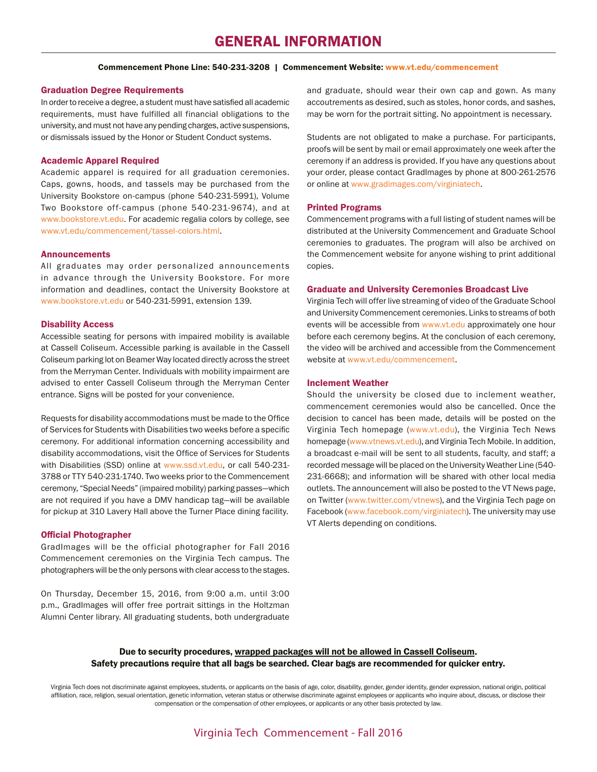# GENERAL INFORMATION

**Commencement Phone Line: 540-231-3208 | Commencement Website: www.vt.edu/commencement**

### Graduation Degree Requirements

In order to receive a degree, a student must have satisfied all academic requirements, must have fulfilled all financial obligations to the university, and must not have any pending charges, active suspensions, or dismissals issued by the Honor or Student Conduct systems.

### Academic Apparel Required

Academic apparel is required for all graduation ceremonies. Caps, gowns, hoods, and tassels may be purchased from the University Bookstore on-campus (phone 540-231-5991), Volume Two Bookstore off-campus (phone 540-231-9674), and at www.bookstore.vt.edu. For academic regalia colors by college, see www.vt.edu/commencement/tassel-colors.html.

### Announcements

All graduates may order personalized announcements in advance through the University Bookstore. For more information and deadlines, contact the University Bookstore at www.bookstore.vt.edu or 540-231-5991, extension 139.

### Disability Access

Accessible seating for persons with impaired mobility is available at Cassell Coliseum. Accessible parking is available in the Cassell Coliseum parking lot on Beamer Way located directly across the street from the Merryman Center. Individuals with mobility impairment are advised to enter Cassell Coliseum through the Merryman Center entrance. Signs will be posted for your convenience.

Requests for disability accommodations must be made to the Office of Services for Students with Disabilities two weeks before a specific ceremony. For additional information concerning accessibility and disability accommodations, visit the Office of Services for Students with Disabilities (SSD) online at www.ssd.vt.edu, or call 540-231-3788 or TTY 540-231-1740. Two weeks prior to the Commencement ceremony, "Special Needs" (impaired mobility) parking passes—which are not required if you have a DMV handicap tag—will be available for pickup at 310 Lavery Hall above the Turner Place dining facility.

### Official Photographer

GradImages will be the official photographer for Fall 2016 Commencement ceremonies on the Virginia Tech campus. The photographers will be the only persons with clear access to the stages.

On Thursday, December 15, 2016, from 9:00 a.m. until 3:00 p.m., GradImages will offer free portrait sittings in the Holtzman Alumni Center library. All graduating students, both undergraduate and graduate, should wear their own cap and gown. As many accoutrements as desired, such as stoles, honor cords, and sashes, may be worn for the portrait sitting. No appointment is necessary.

Students are not obligated to make a purchase. For participants, proofs will be sent by mail or email approximately one week after the ceremony if an address is provided. If you have any questions about your order, please contact GradImages by phone at 800-261-2576 or online at www.gradimages.com/virginiatech.

### Printed Programs

Commencement programs with a full listing of student names will be distributed at the University Commencement and Graduate School ceremonies to graduates. The program will also be archived on the Commencement website for anyone wishing to print additional copies.

### Graduate and University Ceremonies Broadcast Live

Virginia Tech will offer live streaming of video of the Graduate School and University Commencement ceremonies. Links to streams of both events will be accessible from www.vt.edu approximately one hour before each ceremony begins. At the conclusion of each ceremony, the video will be archived and accessible from the Commencement website at www.vt.edu/commencement.

### Inclement Weather

Should the university be closed due to inclement weather, commencement ceremonies would also be cancelled. Once the decision to cancel has been made, details will be posted on the Virginia Tech homepage (www.vt.edu), the Virginia Tech News homepage (www.vtnews.vt.edu), and Virginia Tech Mobile. In addition, a broadcast e-mail will be sent to all students, faculty, and staff; a recorded message will be placed on the University Weather Line (540-231-6668); and information will be shared with other local media outlets. The announcement will also be posted to the VT News page, on Twitter (www.twitter.com/vtnews), and the Virginia Tech page on Facebook (www.facebook.com/virginiatech). The university may use VT Alerts depending on conditions.

**Due to security procedures, wrapped packages will not be allowed in Cassell Coliseum.**
**Safety precautions require that all bags be searched. Clear bags are recommended for quicker entry.**

Virginia Tech does not discriminate against employees, students, or applicants on the basis of age, color, disability, gender, gender identity, gender expression, national origin, political affiliation, race, religion, sexual orientation, genetic information, veteran status or otherwise discriminate against employees or applicants who inquire about, discuss, or disclose their compensation or the compensation of other employees, or applicants or any other basis protected by law.